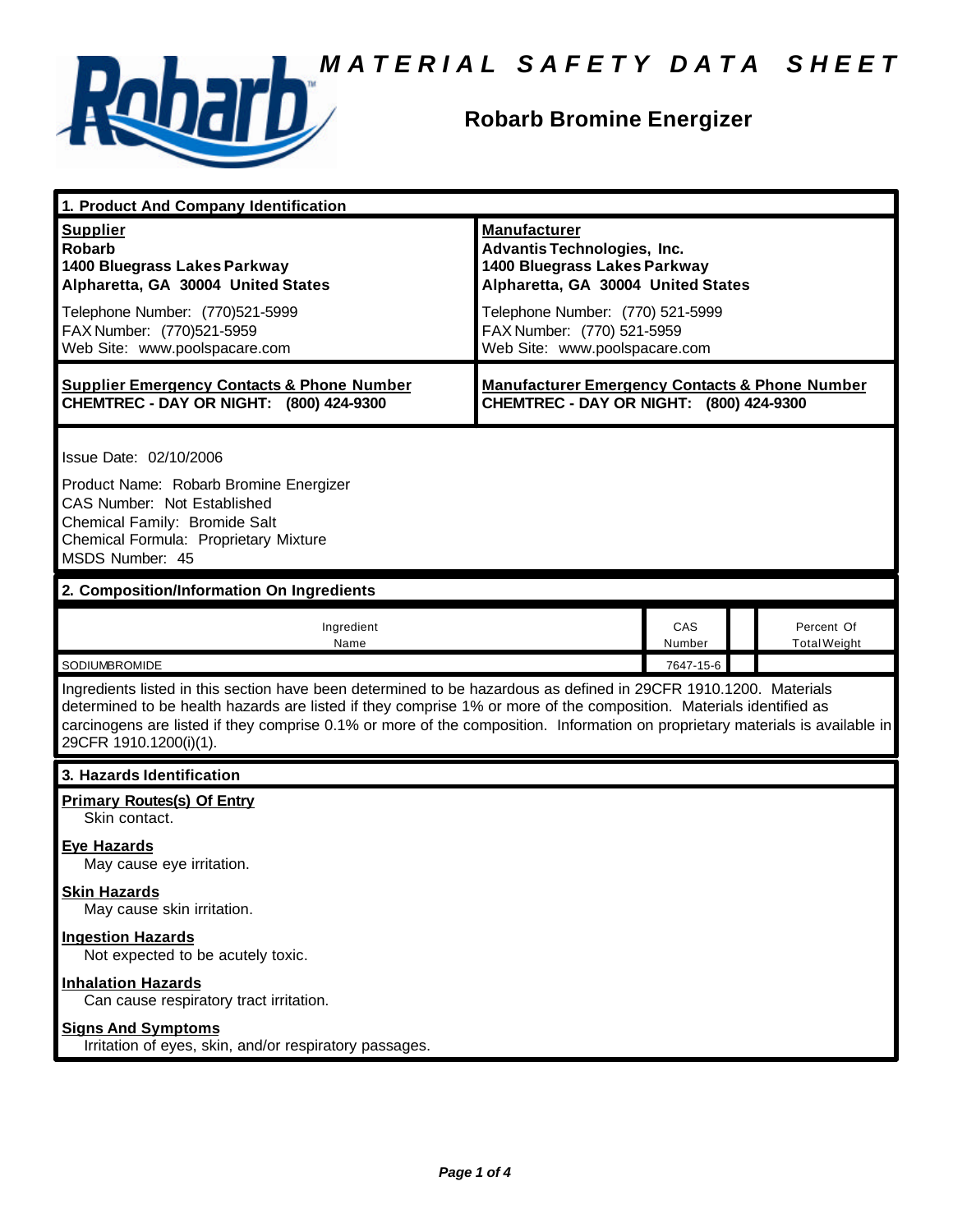# MATERIAL SAFETY DATA SHEET

## Robarb Bromine Energizer

## 1. Product And Company Identification

| Supplier | Manufacturer |
|---|---|
| **Robarb**<br>**1400 Bluegrass Lakes Parkway**<br>**Alpharetta, GA 30004 United States** | **Advantis Technologies, Inc.**<br>**1400 Bluegrass Lakes Parkway**<br>**Alpharetta, GA 30004 United States** |
| Telephone Number: (770)521-5999<br>FAX Number: (770)521-5959<br>Web Site: www.poolspacare.com | Telephone Number: (770) 521-5999<br>FAX Number: (770) 521-5959<br>Web Site: www.poolspacare.com |
| **Supplier Emergency Contacts & Phone Number**<br>**CHEMTREC - DAY OR NIGHT: (800) 424-9300** | **Manufacturer Emergency Contacts & Phone Number**<br>**CHEMTREC - DAY OR NIGHT: (800) 424-9300** |

Issue Date: 02/10/2006

Product Name: Robarb Bromine Energizer
CAS Number: Not Established
Chemical Family: Bromide Salt
Chemical Formula: Proprietary Mixture
MSDS Number: 45

## 2. Composition/Information On Ingredients

| Ingredient Name | CAS Number | | Percent Of Total Weight |
|---|---|---|---|
| SODIUMBROMIDE | 7647-15-6 | | |

Ingredients listed in this section have been determined to be hazardous as defined in 29CFR 1910.1200. Materials determined to be health hazards are listed if they comprise 1% or more of the composition. Materials identified as carcinogens are listed if they comprise 0.1% or more of the composition. Information on proprietary materials is available in 29CFR 1910.1200(i)(1).

## 3. Hazards Identification

**Primary Routes(s) Of Entry**
Skin contact.

**Eye Hazards**
May cause eye irritation.

**Skin Hazards**
May cause skin irritation.

**Ingestion Hazards**
Not expected to be acutely toxic.

**Inhalation Hazards**
Can cause respiratory tract irritation.

**Signs And Symptoms**
Irritation of eyes, skin, and/or respiratory passages.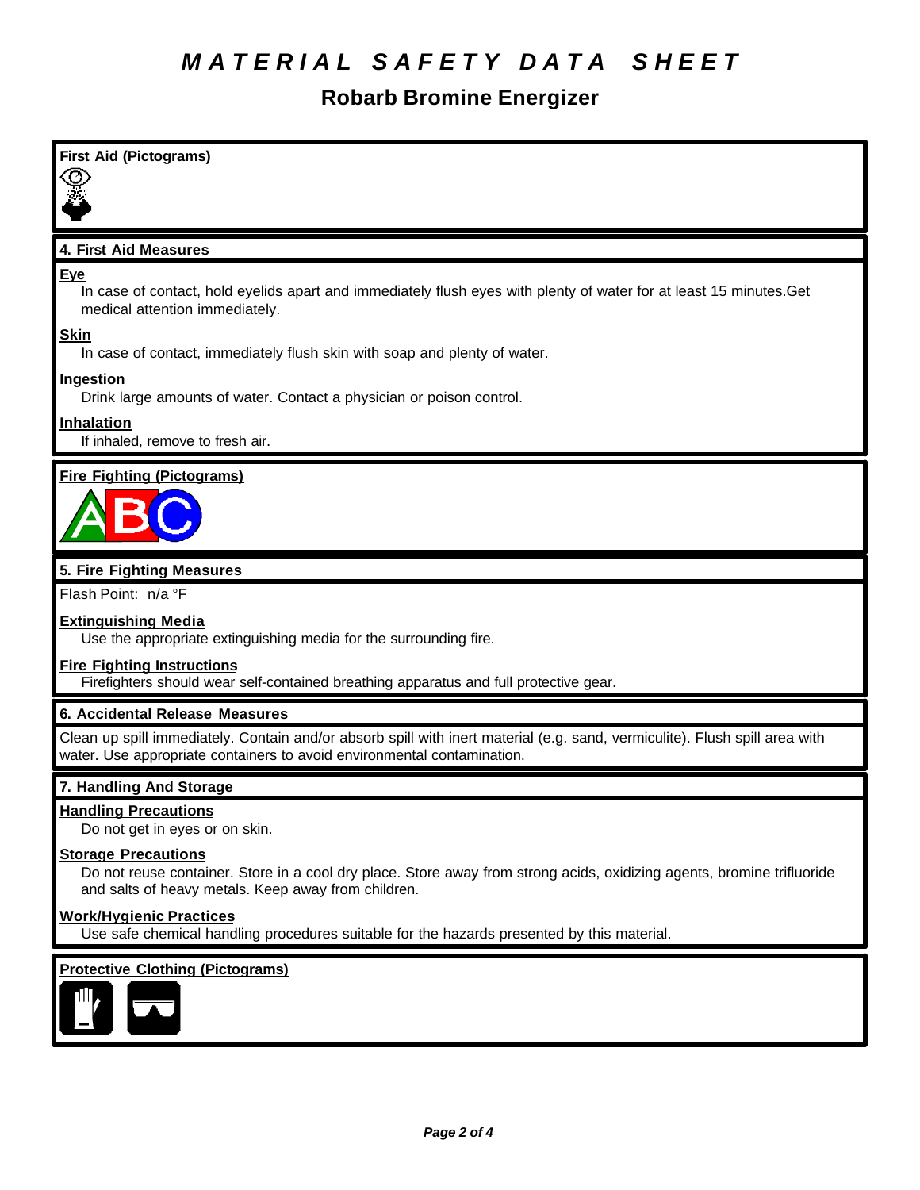# MATERIAL SAFETY DATA SHEET

## Robarb Bromine Energizer

**First Aid (Pictograms)**

### 4. First Aid Measures

**Eye**

In case of contact, hold eyelids apart and immediately flush eyes with plenty of water for at least 15 minutes.Get medical attention immediately.

**Skin**

In case of contact, immediately flush skin with soap and plenty of water.

**Ingestion**

Drink large amounts of water. Contact a physician or poison control.

**Inhalation**

If inhaled, remove to fresh air.

**Fire Fighting (Pictograms)**

### 5. Fire Fighting Measures

Flash Point: n/a °F

**Extinguishing Media**

Use the appropriate extinguishing media for the surrounding fire.

**Fire Fighting Instructions**

Firefighters should wear self-contained breathing apparatus and full protective gear.

### 6. Accidental Release Measures

Clean up spill immediately. Contain and/or absorb spill with inert material (e.g. sand, vermiculite). Flush spill area with water. Use appropriate containers to avoid environmental contamination.

### 7. Handling And Storage

**Handling Precautions**

Do not get in eyes or on skin.

**Storage Precautions**

Do not reuse container. Store in a cool dry place. Store away from strong acids, oxidizing agents, bromine trifluoride and salts of heavy metals. Keep away from children.

**Work/Hygienic Practices**

Use safe chemical handling procedures suitable for the hazards presented by this material.

**Protective Clothing (Pictograms)**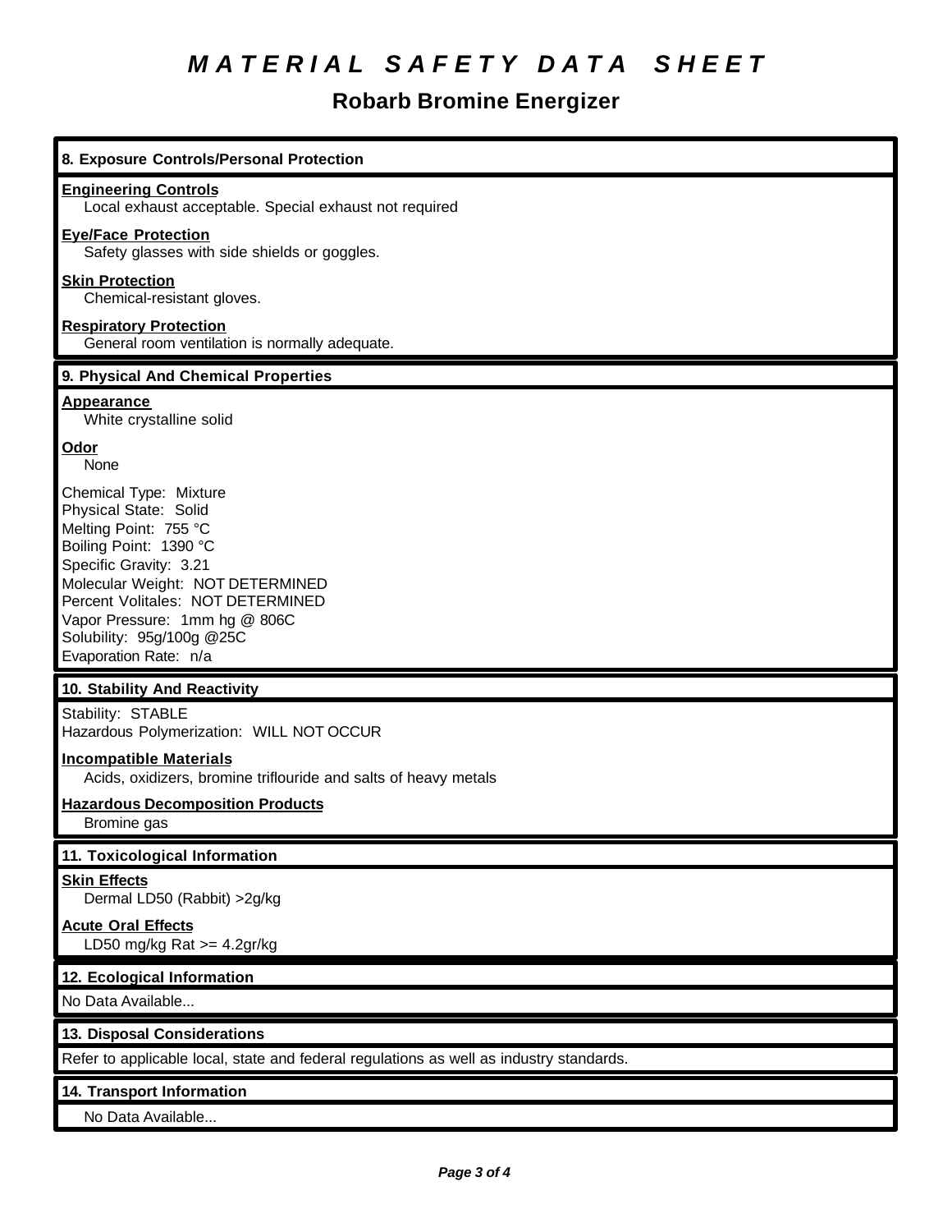# *MATERIAL SAFETY DATA SHEET*

## Robarb Bromine Energizer

### 8. Exposure Controls/Personal Protection

**Engineering Controls**
Local exhaust acceptable. Special exhaust not required

**Eye/Face Protection**
Safety glasses with side shields or goggles.

**Skin Protection**
Chemical-resistant gloves.

**Respiratory Protection**
General room ventilation is normally adequate.

### 9. Physical And Chemical Properties

**Appearance**
White crystalline solid

**Odor**
None

Chemical Type: Mixture
Physical State: Solid
Melting Point: 755 °C
Boiling Point: 1390 °C
Specific Gravity: 3.21
Molecular Weight: NOT DETERMINED
Percent Volitales: NOT DETERMINED
Vapor Pressure: 1mm hg @ 806C
Solubility: 95g/100g @25C
Evaporation Rate: n/a

### 10. Stability And Reactivity

Stability: STABLE
Hazardous Polymerization: WILL NOT OCCUR

**Incompatible Materials**
Acids, oxidizers, bromine triflouride and salts of heavy metals

**Hazardous Decomposition Products**
Bromine gas

### 11. Toxicological Information

**Skin Effects**
Dermal LD50 (Rabbit) >2g/kg

**Acute Oral Effects**
LD50 mg/kg Rat >= 4.2gr/kg

### 12. Ecological Information

No Data Available...

### 13. Disposal Considerations

Refer to applicable local, state and federal regulations as well as industry standards.

### 14. Transport Information

No Data Available...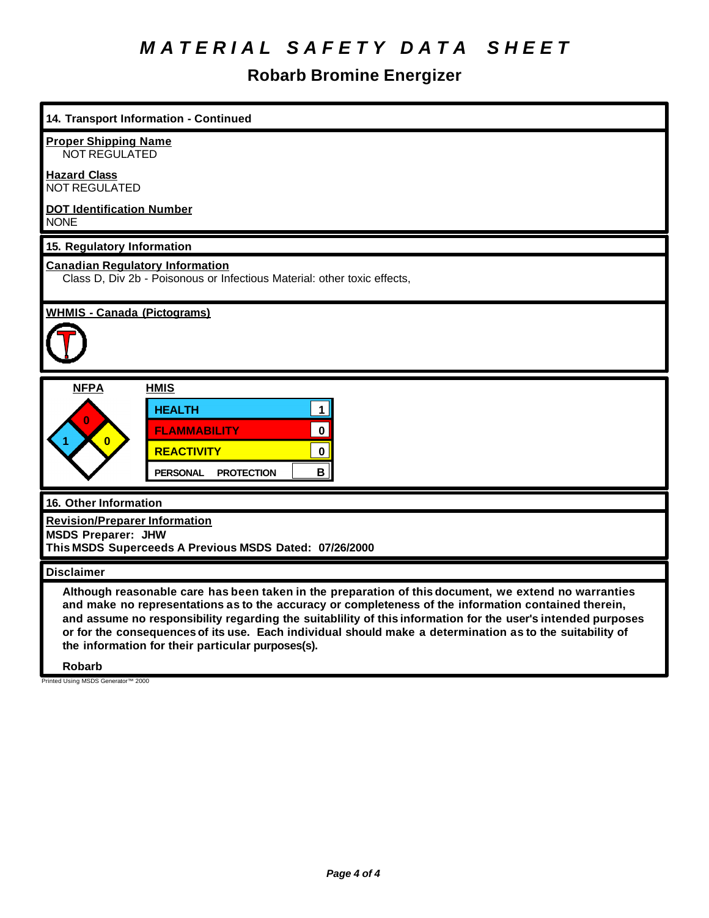# MATERIAL SAFETY DATA SHEET

## Robarb Bromine Energizer

### 14. Transport Information - Continued

**Proper Shipping Name**
NOT REGULATED

**Hazard Class**
NOT REGULATED

**DOT Identification Number**
NONE

### 15. Regulatory Information

**Canadian Regulatory Information**
Class D, Div 2b - Poisonous or Infectious Material: other toxic effects,

**WHMIS - Canada (Pictograms)**

**NFPA**

Flammability: 0
Health: 1
Reactivity: 0

**HMIS**

| | |
|---|---|
| HEALTH | 1 |
| FLAMMABILITY | 0 |
| REACTIVITY | 0 |
| PERSONAL PROTECTION | B |

### 16. Other Information

**Revision/Preparer Information**
**MSDS Preparer: JHW**
**This MSDS Superceeds A Previous MSDS Dated: 07/26/2000**

### Disclaimer

**Although reasonable care has been taken in the preparation of this document, we extend no warranties and make no representations as to the accuracy or completeness of the information contained therein, and assume no responsibility regarding the suitablility of this information for the user's intended purposes or for the consequences of its use. Each individual should make a determination as to the suitability of the information for their particular purposes(s).**

**Robarb**

Printed Using MSDS Generator™ 2000